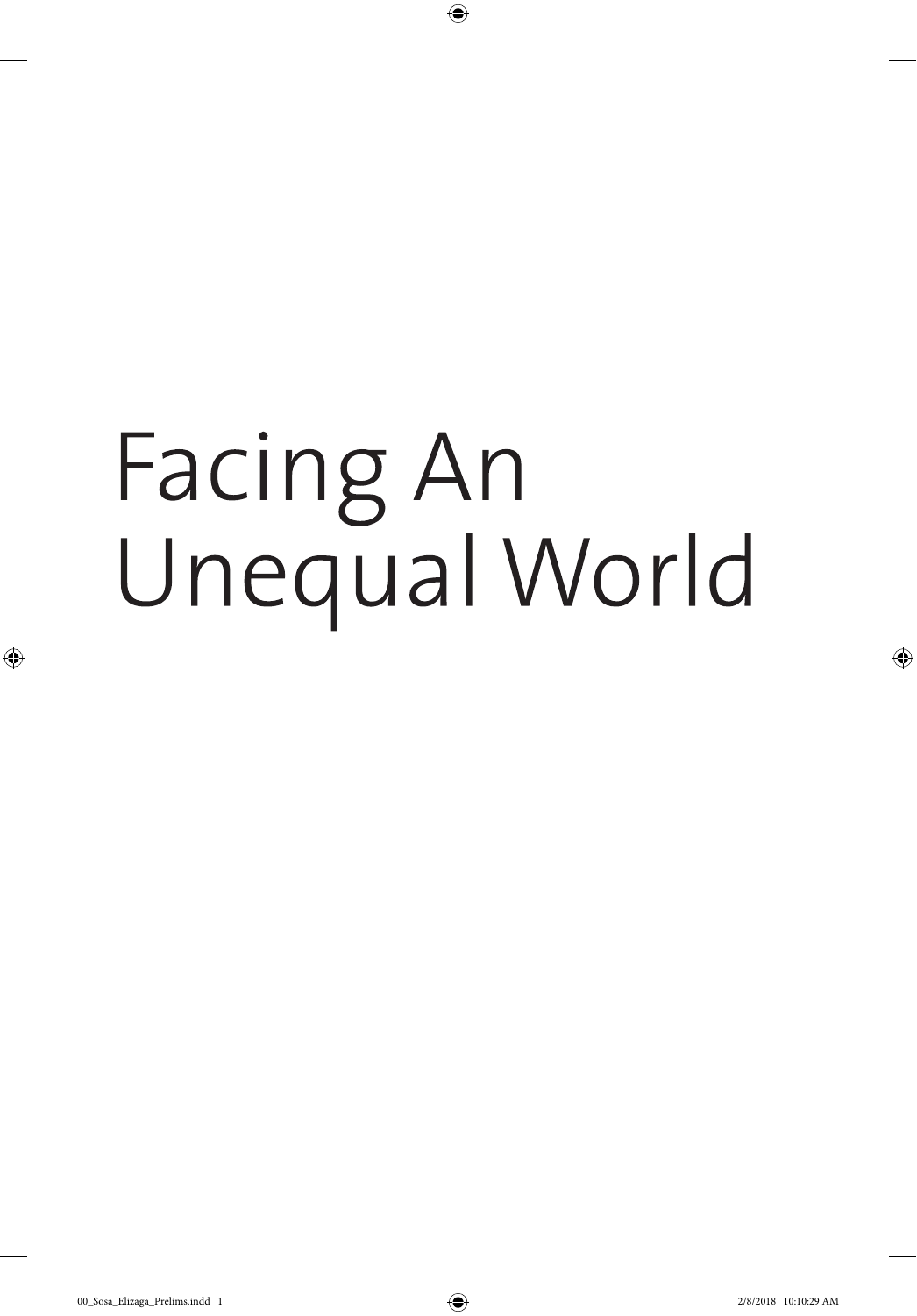# Facing An Unequal World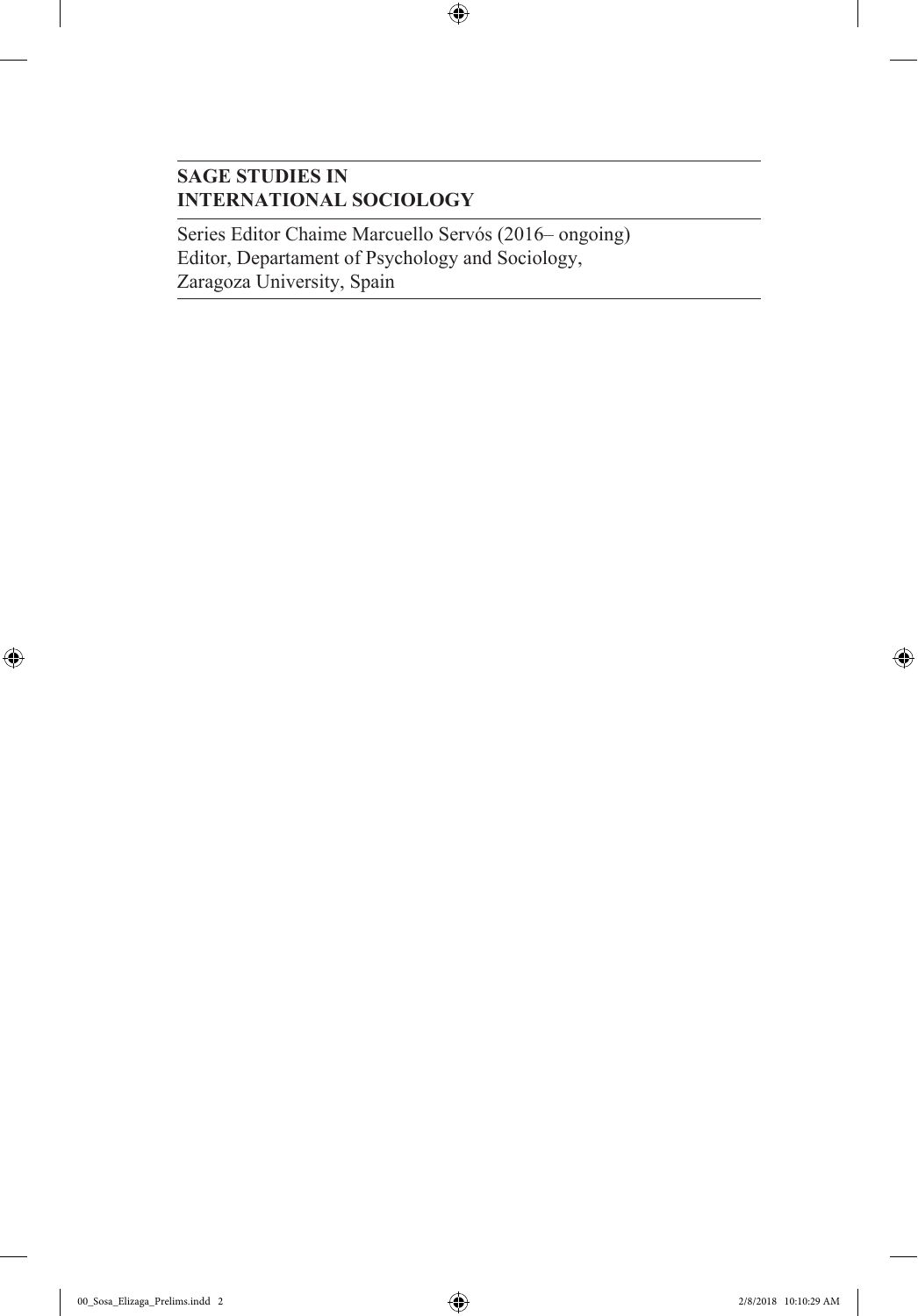**SAGE STUDIES IN INTERNATIONAL SOCIOLOGY**

Series Editor Chaime Marcuello Servós (2016– ongoing)
Editor, Departament of Psychology and Sociology,
Zaragoza University, Spain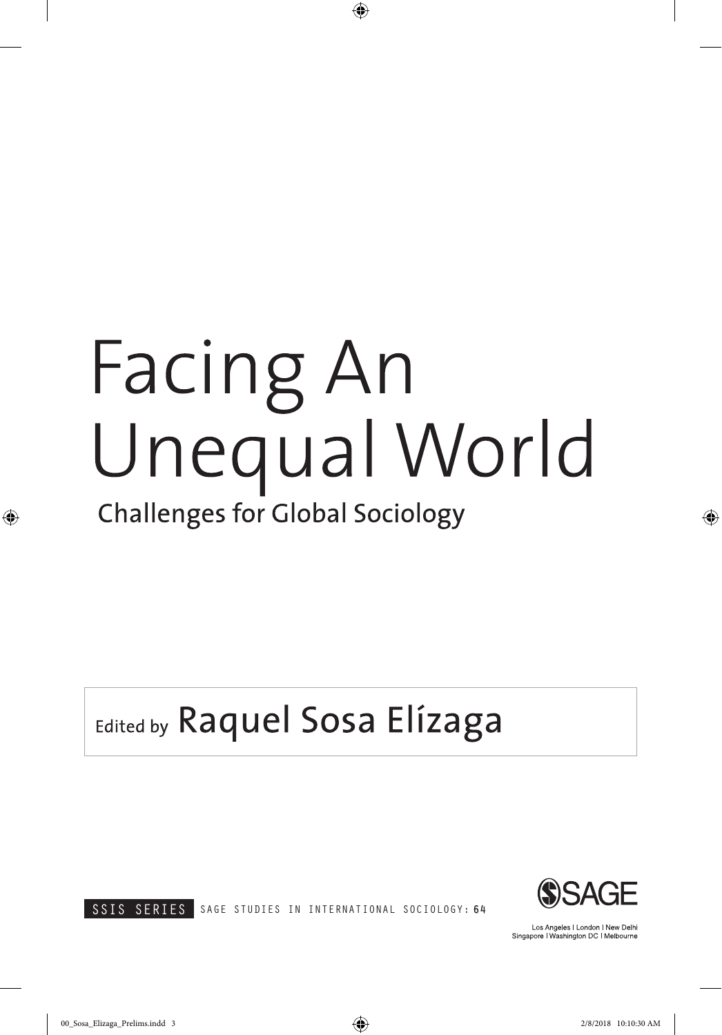# Facing An Unequal World

## Challenges for Global Sociology

Edited by Raquel Sosa Elízaga

SSIS SERIES SAGE STUDIES IN INTERNATIONAL SOCIOLOGY: 64

SAGE

Los Angeles | London | New Delhi
Singapore | Washington DC | Melbourne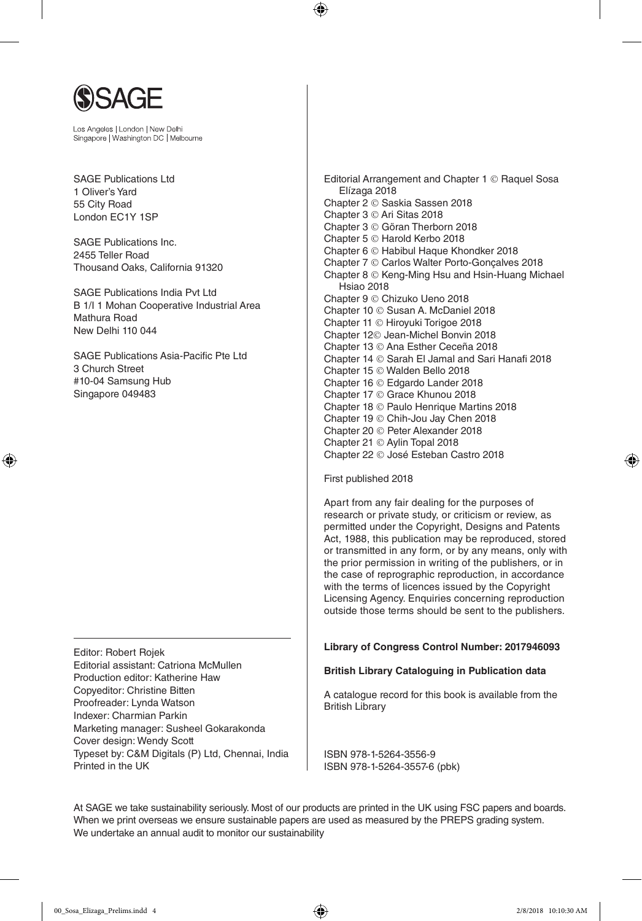SAGE

Los Angeles | London | New Delhi
Singapore | Washington DC | Melbourne

SAGE Publications Ltd
1 Oliver's Yard
55 City Road
London EC1Y 1SP

SAGE Publications Inc.
2455 Teller Road
Thousand Oaks, California 91320

SAGE Publications India Pvt Ltd
B 1/I 1 Mohan Cooperative Industrial Area
Mathura Road
New Delhi 110 044

SAGE Publications Asia-Pacific Pte Ltd
3 Church Street
#10-04 Samsung Hub
Singapore 049483

Editor: Robert Rojek
Editorial assistant: Catriona McMullen
Production editor: Katherine Haw
Copyeditor: Christine Bitten
Proofreader: Lynda Watson
Indexer: Charmian Parkin
Marketing manager: Susheel Gokarakonda
Cover design: Wendy Scott
Typeset by: C&M Digitals (P) Ltd, Chennai, India
Printed in the UK

Editorial Arrangement and Chapter 1 © Raquel Sosa Elízaga 2018
Chapter 2 © Saskia Sassen 2018
Chapter 3 © Ari Sitas 2018
Chapter 3 © Göran Therborn 2018
Chapter 5 © Harold Kerbo 2018
Chapter 6 © Habibul Haque Khondker 2018
Chapter 7 © Carlos Walter Porto-Gonçalves 2018
Chapter 8 © Keng-Ming Hsu and Hsin-Huang Michael Hsiao 2018
Chapter 9 © Chizuko Ueno 2018
Chapter 10 © Susan A. McDaniel 2018
Chapter 11 © Hiroyuki Torigoe 2018
Chapter 12© Jean-Michel Bonvin 2018
Chapter 13 © Ana Esther Ceceña 2018
Chapter 14 © Sarah El Jamal and Sari Hanafi 2018
Chapter 15 © Walden Bello 2018
Chapter 16 © Edgardo Lander 2018
Chapter 17 © Grace Khunou 2018
Chapter 18 © Paulo Henrique Martins 2018
Chapter 19 © Chih-Jou Jay Chen 2018
Chapter 20 © Peter Alexander 2018
Chapter 21 © Aylin Topal 2018
Chapter 22 © José Esteban Castro 2018

First published 2018

Apart from any fair dealing for the purposes of research or private study, or criticism or review, as permitted under the Copyright, Designs and Patents Act, 1988, this publication may be reproduced, stored or transmitted in any form, or by any means, only with the prior permission in writing of the publishers, or in the case of reprographic reproduction, in accordance with the terms of licences issued by the Copyright Licensing Agency. Enquiries concerning reproduction outside those terms should be sent to the publishers.

**Library of Congress Control Number: 2017946093**

**British Library Cataloguing in Publication data**

A catalogue record for this book is available from the British Library

ISBN 978-1-5264-3556-9
ISBN 978-1-5264-3557-6 (pbk)

At SAGE we take sustainability seriously. Most of our products are printed in the UK using FSC papers and boards. When we print overseas we ensure sustainable papers are used as measured by the PREPS grading system. We undertake an annual audit to monitor our sustainability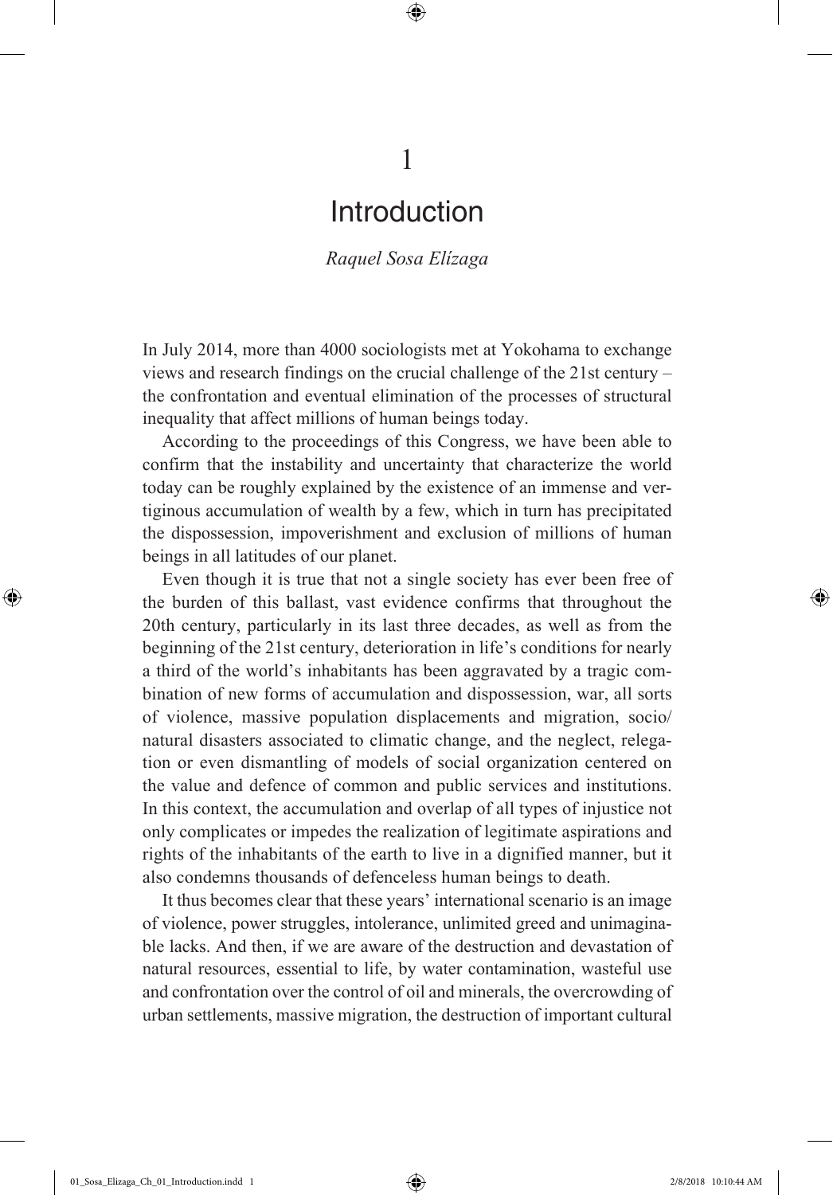# 1

# Introduction

*Raquel Sosa Elízaga*

In July 2014, more than 4000 sociologists met at Yokohama to exchange views and research findings on the crucial challenge of the 21st century – the confrontation and eventual elimination of the processes of structural inequality that affect millions of human beings today.

According to the proceedings of this Congress, we have been able to confirm that the instability and uncertainty that characterize the world today can be roughly explained by the existence of an immense and vertiginous accumulation of wealth by a few, which in turn has precipitated the dispossession, impoverishment and exclusion of millions of human beings in all latitudes of our planet.

Even though it is true that not a single society has ever been free of the burden of this ballast, vast evidence confirms that throughout the 20th century, particularly in its last three decades, as well as from the beginning of the 21st century, deterioration in life's conditions for nearly a third of the world's inhabitants has been aggravated by a tragic combination of new forms of accumulation and dispossession, war, all sorts of violence, massive population displacements and migration, socio/natural disasters associated to climatic change, and the neglect, relegation or even dismantling of models of social organization centered on the value and defence of common and public services and institutions. In this context, the accumulation and overlap of all types of injustice not only complicates or impedes the realization of legitimate aspirations and rights of the inhabitants of the earth to live in a dignified manner, but it also condemns thousands of defenceless human beings to death.

It thus becomes clear that these years' international scenario is an image of violence, power struggles, intolerance, unlimited greed and unimaginable lacks. And then, if we are aware of the destruction and devastation of natural resources, essential to life, by water contamination, wasteful use and confrontation over the control of oil and minerals, the overcrowding of urban settlements, massive migration, the destruction of important cultural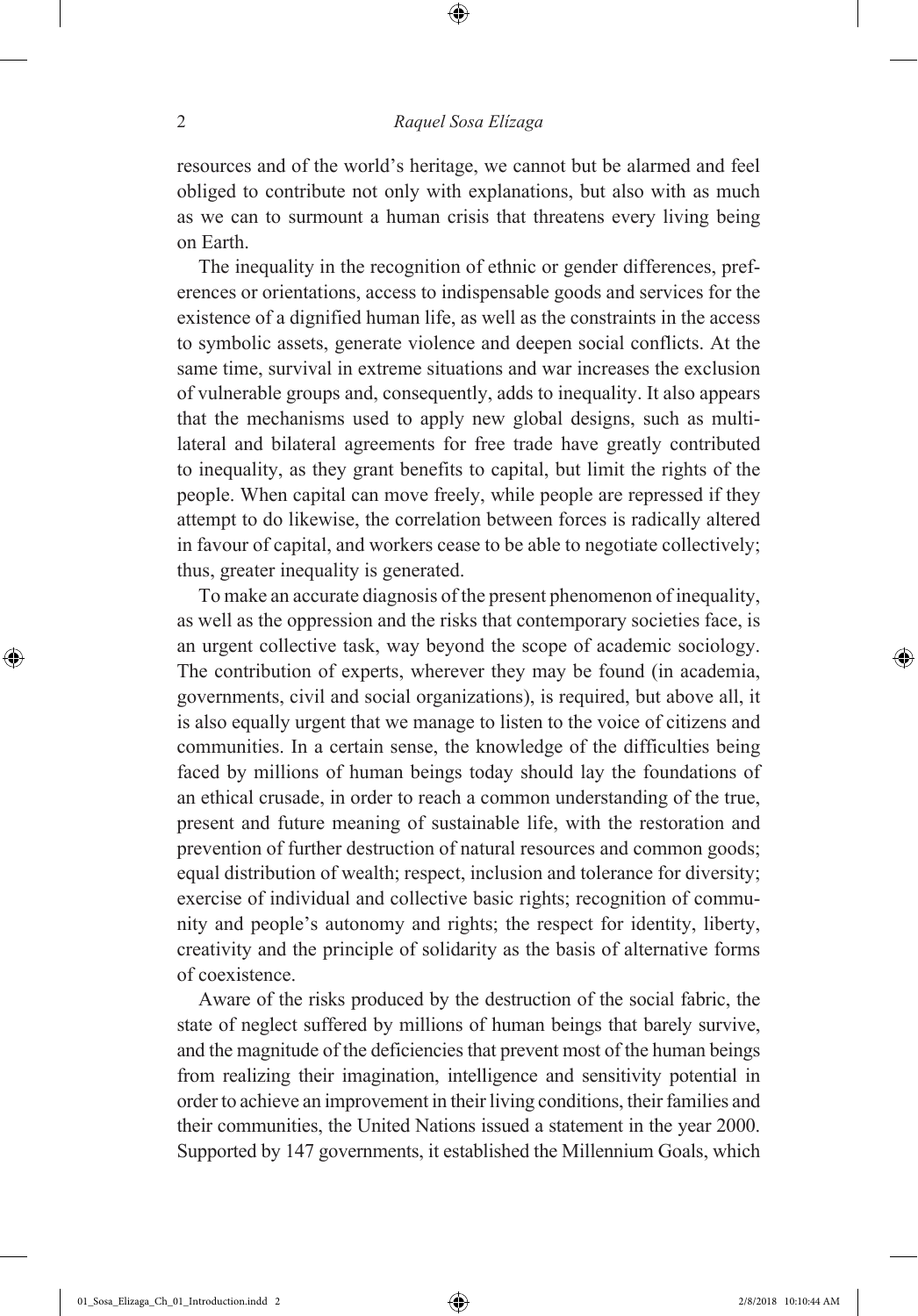resources and of the world's heritage, we cannot but be alarmed and feel obliged to contribute not only with explanations, but also with as much as we can to surmount a human crisis that threatens every living being on Earth.

The inequality in the recognition of ethnic or gender differences, preferences or orientations, access to indispensable goods and services for the existence of a dignified human life, as well as the constraints in the access to symbolic assets, generate violence and deepen social conflicts. At the same time, survival in extreme situations and war increases the exclusion of vulnerable groups and, consequently, adds to inequality. It also appears that the mechanisms used to apply new global designs, such as multilateral and bilateral agreements for free trade have greatly contributed to inequality, as they grant benefits to capital, but limit the rights of the people. When capital can move freely, while people are repressed if they attempt to do likewise, the correlation between forces is radically altered in favour of capital, and workers cease to be able to negotiate collectively; thus, greater inequality is generated.

To make an accurate diagnosis of the present phenomenon of inequality, as well as the oppression and the risks that contemporary societies face, is an urgent collective task, way beyond the scope of academic sociology. The contribution of experts, wherever they may be found (in academia, governments, civil and social organizations), is required, but above all, it is also equally urgent that we manage to listen to the voice of citizens and communities. In a certain sense, the knowledge of the difficulties being faced by millions of human beings today should lay the foundations of an ethical crusade, in order to reach a common understanding of the true, present and future meaning of sustainable life, with the restoration and prevention of further destruction of natural resources and common goods; equal distribution of wealth; respect, inclusion and tolerance for diversity; exercise of individual and collective basic rights; recognition of community and people's autonomy and rights; the respect for identity, liberty, creativity and the principle of solidarity as the basis of alternative forms of coexistence.

Aware of the risks produced by the destruction of the social fabric, the state of neglect suffered by millions of human beings that barely survive, and the magnitude of the deficiencies that prevent most of the human beings from realizing their imagination, intelligence and sensitivity potential in order to achieve an improvement in their living conditions, their families and their communities, the United Nations issued a statement in the year 2000. Supported by 147 governments, it established the Millennium Goals, which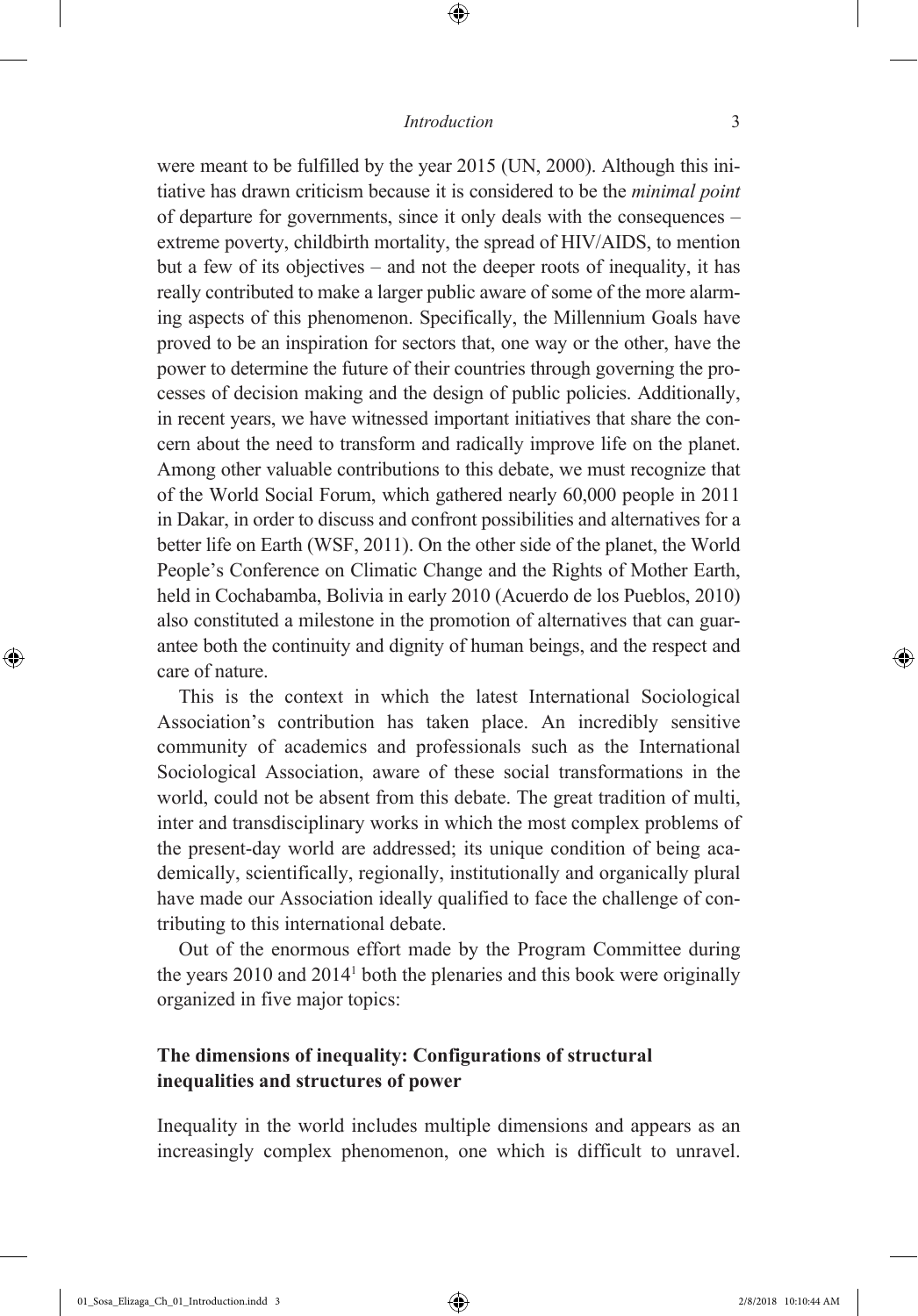were meant to be fulfilled by the year 2015 (UN, 2000). Although this initiative has drawn criticism because it is considered to be the *minimal point* of departure for governments, since it only deals with the consequences – extreme poverty, childbirth mortality, the spread of HIV/AIDS, to mention but a few of its objectives – and not the deeper roots of inequality, it has really contributed to make a larger public aware of some of the more alarming aspects of this phenomenon. Specifically, the Millennium Goals have proved to be an inspiration for sectors that, one way or the other, have the power to determine the future of their countries through governing the processes of decision making and the design of public policies. Additionally, in recent years, we have witnessed important initiatives that share the concern about the need to transform and radically improve life on the planet. Among other valuable contributions to this debate, we must recognize that of the World Social Forum, which gathered nearly 60,000 people in 2011 in Dakar, in order to discuss and confront possibilities and alternatives for a better life on Earth (WSF, 2011). On the other side of the planet, the World People's Conference on Climatic Change and the Rights of Mother Earth, held in Cochabamba, Bolivia in early 2010 (Acuerdo de los Pueblos, 2010) also constituted a milestone in the promotion of alternatives that can guarantee both the continuity and dignity of human beings, and the respect and care of nature.

This is the context in which the latest International Sociological Association's contribution has taken place. An incredibly sensitive community of academics and professionals such as the International Sociological Association, aware of these social transformations in the world, could not be absent from this debate. The great tradition of multi, inter and transdisciplinary works in which the most complex problems of the present-day world are addressed; its unique condition of being academically, scientifically, regionally, institutionally and organically plural have made our Association ideally qualified to face the challenge of contributing to this international debate.

Out of the enormous effort made by the Program Committee during the years 2010 and 2014[1] both the plenaries and this book were originally organized in five major topics:

## The dimensions of inequality: Configurations of structural inequalities and structures of power

Inequality in the world includes multiple dimensions and appears as an increasingly complex phenomenon, one which is difficult to unravel.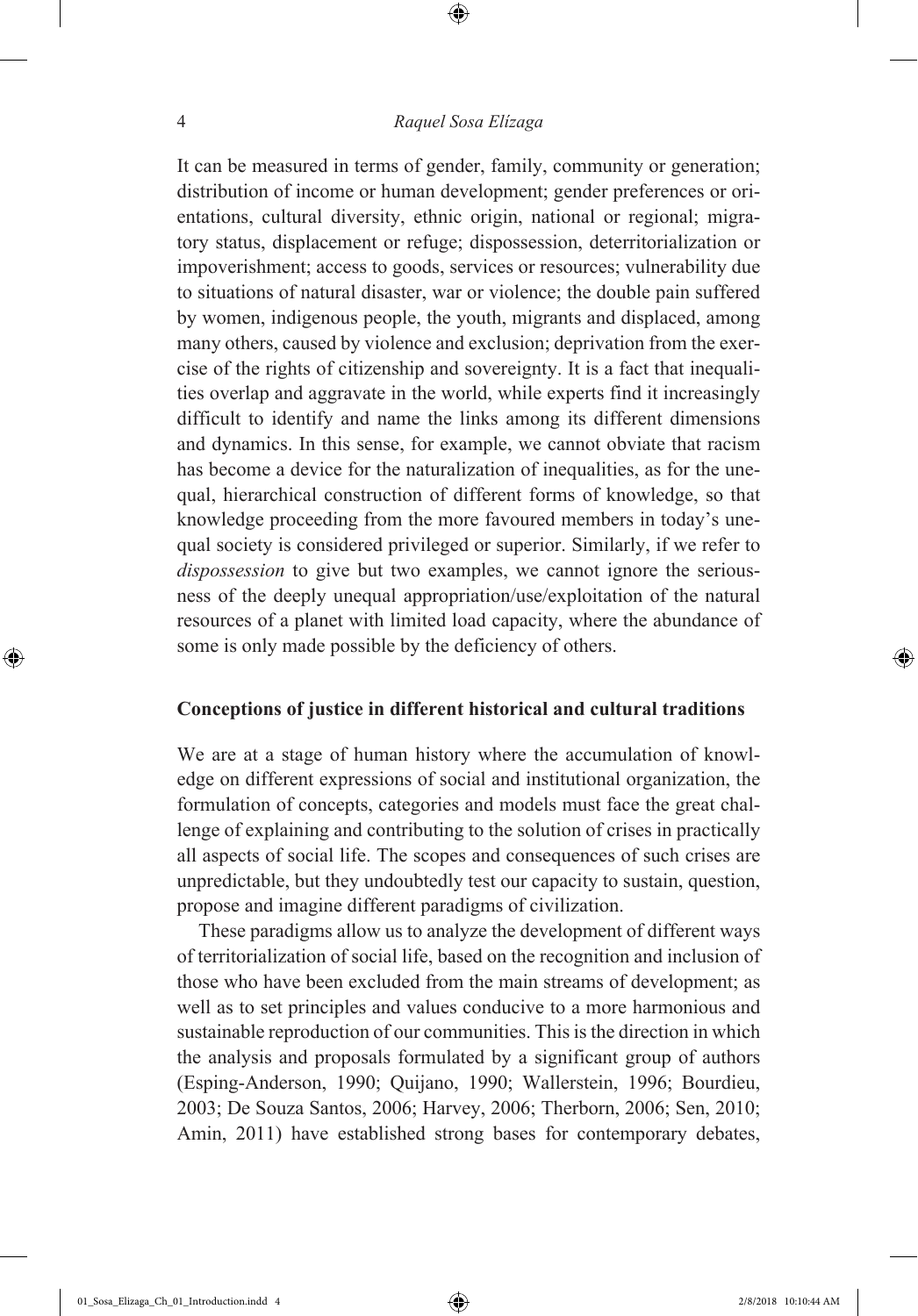It can be measured in terms of gender, family, community or generation; distribution of income or human development; gender preferences or orientations, cultural diversity, ethnic origin, national or regional; migratory status, displacement or refuge; dispossession, deterritorialization or impoverishment; access to goods, services or resources; vulnerability due to situations of natural disaster, war or violence; the double pain suffered by women, indigenous people, the youth, migrants and displaced, among many others, caused by violence and exclusion; deprivation from the exercise of the rights of citizenship and sovereignty. It is a fact that inequalities overlap and aggravate in the world, while experts find it increasingly difficult to identify and name the links among its different dimensions and dynamics. In this sense, for example, we cannot obviate that racism has become a device for the naturalization of inequalities, as for the unequal, hierarchical construction of different forms of knowledge, so that knowledge proceeding from the more favoured members in today's unequal society is considered privileged or superior. Similarly, if we refer to *dispossession* to give but two examples, we cannot ignore the seriousness of the deeply unequal appropriation/use/exploitation of the natural resources of a planet with limited load capacity, where the abundance of some is only made possible by the deficiency of others.

## Conceptions of justice in different historical and cultural traditions

We are at a stage of human history where the accumulation of knowledge on different expressions of social and institutional organization, the formulation of concepts, categories and models must face the great challenge of explaining and contributing to the solution of crises in practically all aspects of social life. The scopes and consequences of such crises are unpredictable, but they undoubtedly test our capacity to sustain, question, propose and imagine different paradigms of civilization.

These paradigms allow us to analyze the development of different ways of territorialization of social life, based on the recognition and inclusion of those who have been excluded from the main streams of development; as well as to set principles and values conducive to a more harmonious and sustainable reproduction of our communities. This is the direction in which the analysis and proposals formulated by a significant group of authors (Esping-Anderson, 1990; Quijano, 1990; Wallerstein, 1996; Bourdieu, 2003; De Souza Santos, 2006; Harvey, 2006; Therborn, 2006; Sen, 2010; Amin, 2011) have established strong bases for contemporary debates,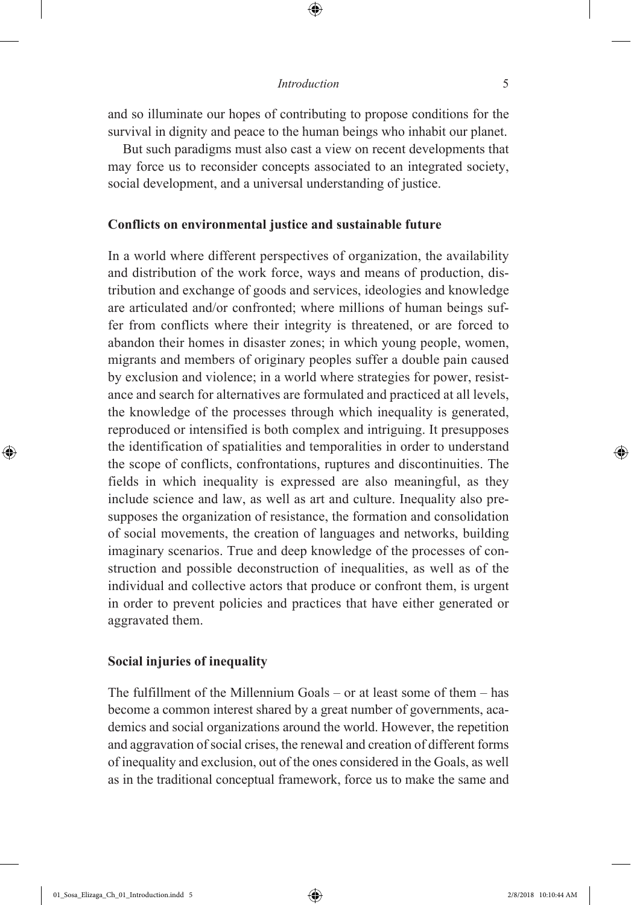and so illuminate our hopes of contributing to propose conditions for the survival in dignity and peace to the human beings who inhabit our planet.

But such paradigms must also cast a view on recent developments that may force us to reconsider concepts associated to an integrated society, social development, and a universal understanding of justice.

### Conflicts on environmental justice and sustainable future

In a world where different perspectives of organization, the availability and distribution of the work force, ways and means of production, distribution and exchange of goods and services, ideologies and knowledge are articulated and/or confronted; where millions of human beings suffer from conflicts where their integrity is threatened, or are forced to abandon their homes in disaster zones; in which young people, women, migrants and members of originary peoples suffer a double pain caused by exclusion and violence; in a world where strategies for power, resistance and search for alternatives are formulated and practiced at all levels, the knowledge of the processes through which inequality is generated, reproduced or intensified is both complex and intriguing. It presupposes the identification of spatialities and temporalities in order to understand the scope of conflicts, confrontations, ruptures and discontinuities. The fields in which inequality is expressed are also meaningful, as they include science and law, as well as art and culture. Inequality also presupposes the organization of resistance, the formation and consolidation of social movements, the creation of languages and networks, building imaginary scenarios. True and deep knowledge of the processes of construction and possible deconstruction of inequalities, as well as of the individual and collective actors that produce or confront them, is urgent in order to prevent policies and practices that have either generated or aggravated them.

### Social injuries of inequality

The fulfillment of the Millennium Goals – or at least some of them – has become a common interest shared by a great number of governments, academics and social organizations around the world. However, the repetition and aggravation of social crises, the renewal and creation of different forms of inequality and exclusion, out of the ones considered in the Goals, as well as in the traditional conceptual framework, force us to make the same and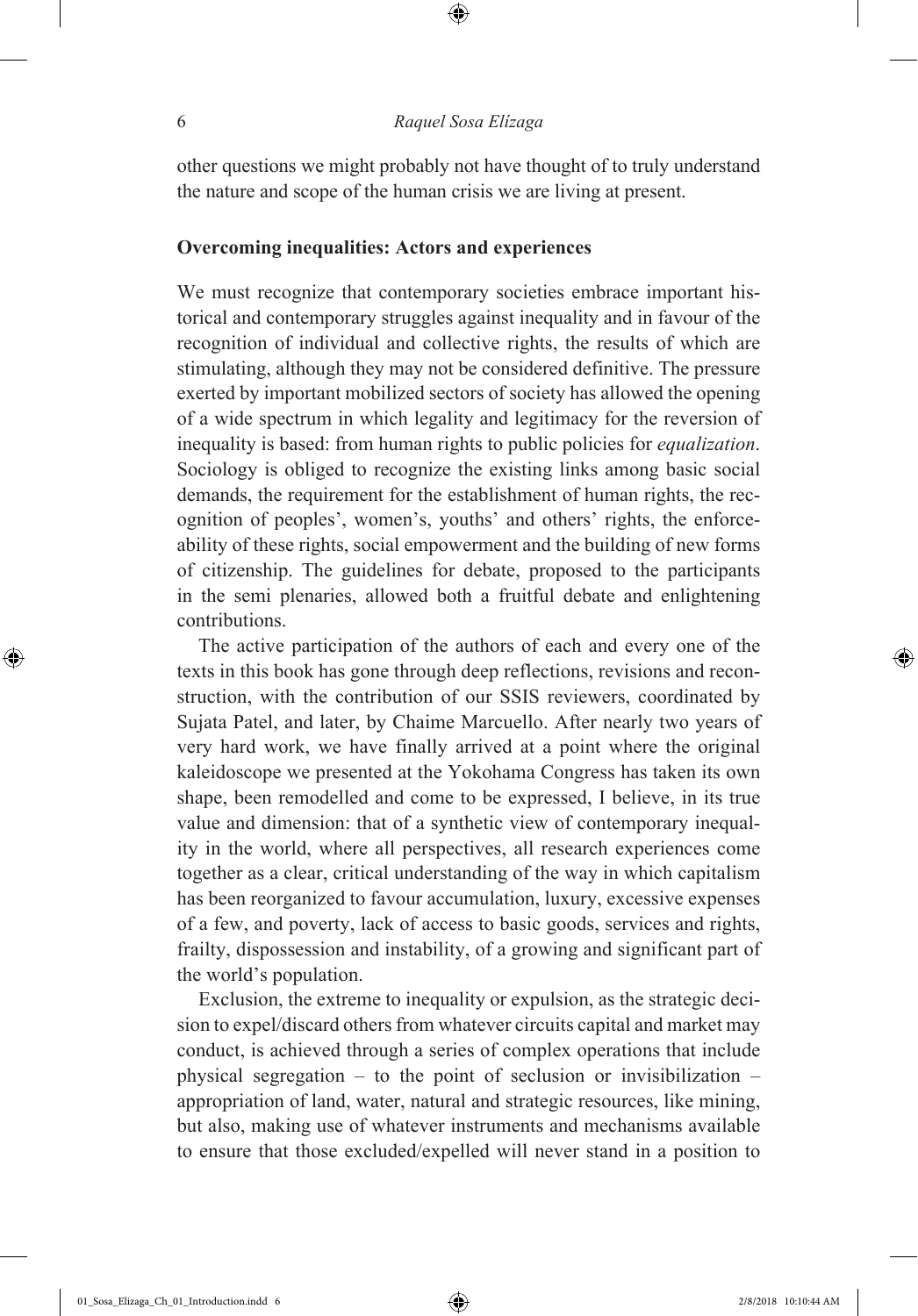other questions we might probably not have thought of to truly understand the nature and scope of the human crisis we are living at present.

## Overcoming inequalities: Actors and experiences

We must recognize that contemporary societies embrace important historical and contemporary struggles against inequality and in favour of the recognition of individual and collective rights, the results of which are stimulating, although they may not be considered definitive. The pressure exerted by important mobilized sectors of society has allowed the opening of a wide spectrum in which legality and legitimacy for the reversion of inequality is based: from human rights to public policies for *equalization*. Sociology is obliged to recognize the existing links among basic social demands, the requirement for the establishment of human rights, the recognition of peoples', women's, youths' and others' rights, the enforceability of these rights, social empowerment and the building of new forms of citizenship. The guidelines for debate, proposed to the participants in the semi plenaries, allowed both a fruitful debate and enlightening contributions.

The active participation of the authors of each and every one of the texts in this book has gone through deep reflections, revisions and reconstruction, with the contribution of our SSIS reviewers, coordinated by Sujata Patel, and later, by Chaime Marcuello. After nearly two years of very hard work, we have finally arrived at a point where the original kaleidoscope we presented at the Yokohama Congress has taken its own shape, been remodelled and come to be expressed, I believe, in its true value and dimension: that of a synthetic view of contemporary inequality in the world, where all perspectives, all research experiences come together as a clear, critical understanding of the way in which capitalism has been reorganized to favour accumulation, luxury, excessive expenses of a few, and poverty, lack of access to basic goods, services and rights, frailty, dispossession and instability, of a growing and significant part of the world's population.

Exclusion, the extreme to inequality or expulsion, as the strategic decision to expel/discard others from whatever circuits capital and market may conduct, is achieved through a series of complex operations that include physical segregation – to the point of seclusion or invisibilization – appropriation of land, water, natural and strategic resources, like mining, but also, making use of whatever instruments and mechanisms available to ensure that those excluded/expelled will never stand in a position to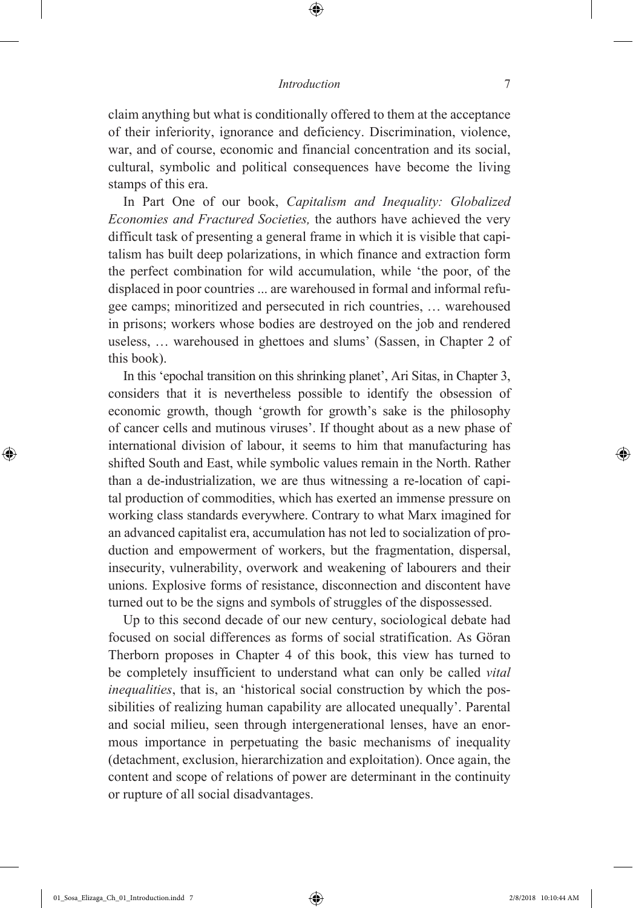claim anything but what is conditionally offered to them at the acceptance of their inferiority, ignorance and deficiency. Discrimination, violence, war, and of course, economic and financial concentration and its social, cultural, symbolic and political consequences have become the living stamps of this era.

In Part One of our book, *Capitalism and Inequality: Globalized Economies and Fractured Societies,* the authors have achieved the very difficult task of presenting a general frame in which it is visible that capitalism has built deep polarizations, in which finance and extraction form the perfect combination for wild accumulation, while 'the poor, of the displaced in poor countries ... are warehoused in formal and informal refugee camps; minoritized and persecuted in rich countries, … warehoused in prisons; workers whose bodies are destroyed on the job and rendered useless, … warehoused in ghettoes and slums' (Sassen, in Chapter 2 of this book).

In this 'epochal transition on this shrinking planet', Ari Sitas, in Chapter 3, considers that it is nevertheless possible to identify the obsession of economic growth, though 'growth for growth's sake is the philosophy of cancer cells and mutinous viruses'. If thought about as a new phase of international division of labour, it seems to him that manufacturing has shifted South and East, while symbolic values remain in the North. Rather than a de-industrialization, we are thus witnessing a re-location of capital production of commodities, which has exerted an immense pressure on working class standards everywhere. Contrary to what Marx imagined for an advanced capitalist era, accumulation has not led to socialization of production and empowerment of workers, but the fragmentation, dispersal, insecurity, vulnerability, overwork and weakening of labourers and their unions. Explosive forms of resistance, disconnection and discontent have turned out to be the signs and symbols of struggles of the dispossessed.

Up to this second decade of our new century, sociological debate had focused on social differences as forms of social stratification. As Göran Therborn proposes in Chapter 4 of this book, this view has turned to be completely insufficient to understand what can only be called *vital inequalities*, that is, an 'historical social construction by which the possibilities of realizing human capability are allocated unequally'. Parental and social milieu, seen through intergenerational lenses, have an enormous importance in perpetuating the basic mechanisms of inequality (detachment, exclusion, hierarchization and exploitation). Once again, the content and scope of relations of power are determinant in the continuity or rupture of all social disadvantages.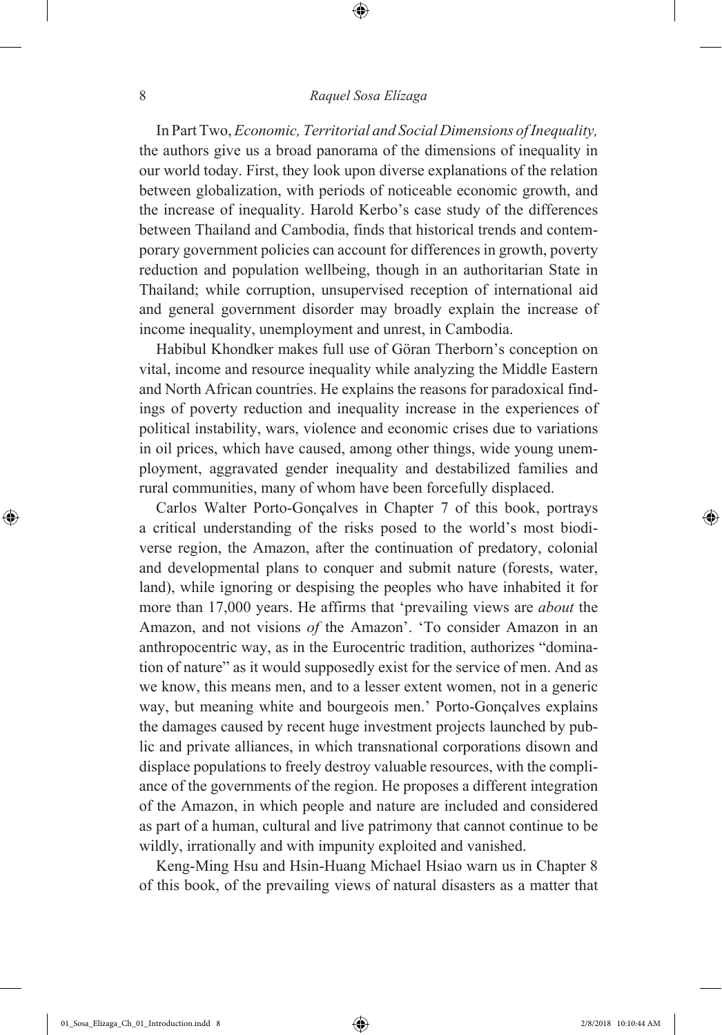In Part Two, *Economic, Territorial and Social Dimensions of Inequality,* the authors give us a broad panorama of the dimensions of inequality in our world today. First, they look upon diverse explanations of the relation between globalization, with periods of noticeable economic growth, and the increase of inequality. Harold Kerbo's case study of the differences between Thailand and Cambodia, finds that historical trends and contemporary government policies can account for differences in growth, poverty reduction and population wellbeing, though in an authoritarian State in Thailand; while corruption, unsupervised reception of international aid and general government disorder may broadly explain the increase of income inequality, unemployment and unrest, in Cambodia.

Habibul Khondker makes full use of Göran Therborn's conception on vital, income and resource inequality while analyzing the Middle Eastern and North African countries. He explains the reasons for paradoxical findings of poverty reduction and inequality increase in the experiences of political instability, wars, violence and economic crises due to variations in oil prices, which have caused, among other things, wide young unemployment, aggravated gender inequality and destabilized families and rural communities, many of whom have been forcefully displaced.

Carlos Walter Porto-Gonçalves in Chapter 7 of this book, portrays a critical understanding of the risks posed to the world's most biodiverse region, the Amazon, after the continuation of predatory, colonial and developmental plans to conquer and submit nature (forests, water, land), while ignoring or despising the peoples who have inhabited it for more than 17,000 years. He affirms that 'prevailing views are *about* the Amazon, and not visions *of* the Amazon'. 'To consider Amazon in an anthropocentric way, as in the Eurocentric tradition, authorizes "domination of nature" as it would supposedly exist for the service of men. And as we know, this means men, and to a lesser extent women, not in a generic way, but meaning white and bourgeois men.' Porto-Gonçalves explains the damages caused by recent huge investment projects launched by public and private alliances, in which transnational corporations disown and displace populations to freely destroy valuable resources, with the compliance of the governments of the region. He proposes a different integration of the Amazon, in which people and nature are included and considered as part of a human, cultural and live patrimony that cannot continue to be wildly, irrationally and with impunity exploited and vanished.

Keng-Ming Hsu and Hsin-Huang Michael Hsiao warn us in Chapter 8 of this book, of the prevailing views of natural disasters as a matter that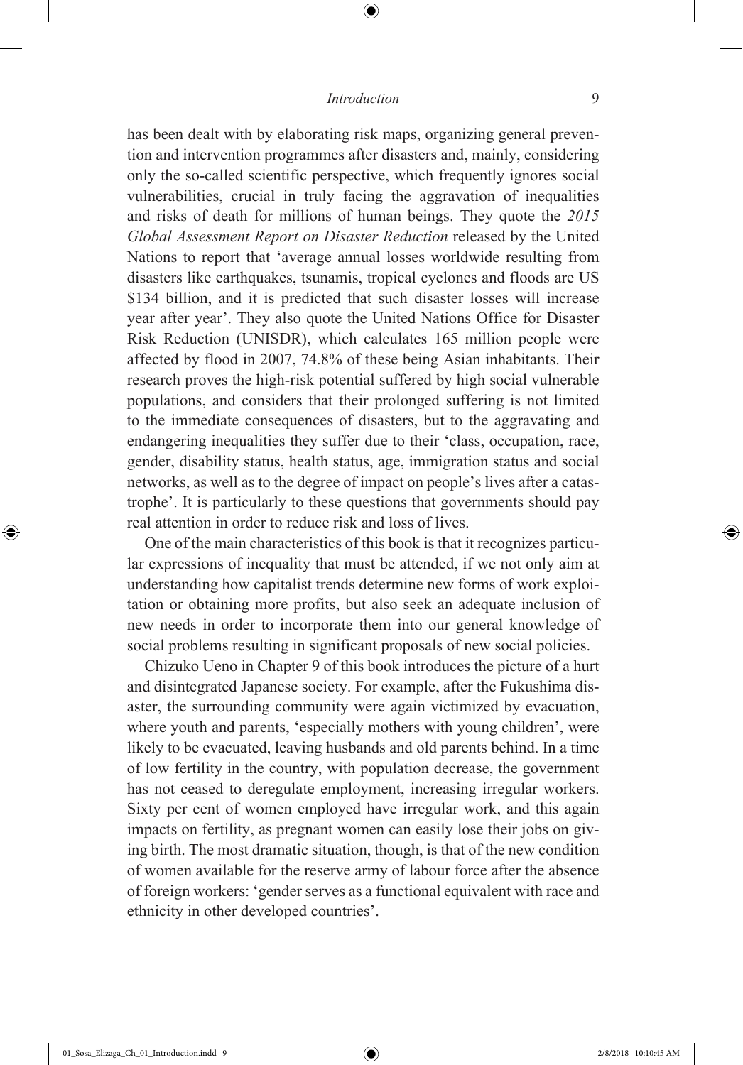has been dealt with by elaborating risk maps, organizing general prevention and intervention programmes after disasters and, mainly, considering only the so-called scientific perspective, which frequently ignores social vulnerabilities, crucial in truly facing the aggravation of inequalities and risks of death for millions of human beings. They quote the *2015 Global Assessment Report on Disaster Reduction* released by the United Nations to report that 'average annual losses worldwide resulting from disasters like earthquakes, tsunamis, tropical cyclones and floods are US $134 billion, and it is predicted that such disaster losses will increase year after year'. They also quote the United Nations Office for Disaster Risk Reduction (UNISDR), which calculates 165 million people were affected by flood in 2007, 74.8% of these being Asian inhabitants. Their research proves the high-risk potential suffered by high social vulnerable populations, and considers that their prolonged suffering is not limited to the immediate consequences of disasters, but to the aggravating and endangering inequalities they suffer due to their 'class, occupation, race, gender, disability status, health status, age, immigration status and social networks, as well as to the degree of impact on people's lives after a catastrophe'. It is particularly to these questions that governments should pay real attention in order to reduce risk and loss of lives.

One of the main characteristics of this book is that it recognizes particular expressions of inequality that must be attended, if we not only aim at understanding how capitalist trends determine new forms of work exploitation or obtaining more profits, but also seek an adequate inclusion of new needs in order to incorporate them into our general knowledge of social problems resulting in significant proposals of new social policies.

Chizuko Ueno in Chapter 9 of this book introduces the picture of a hurt and disintegrated Japanese society. For example, after the Fukushima disaster, the surrounding community were again victimized by evacuation, where youth and parents, 'especially mothers with young children', were likely to be evacuated, leaving husbands and old parents behind. In a time of low fertility in the country, with population decrease, the government has not ceased to deregulate employment, increasing irregular workers. Sixty per cent of women employed have irregular work, and this again impacts on fertility, as pregnant women can easily lose their jobs on giving birth. The most dramatic situation, though, is that of the new condition of women available for the reserve army of labour force after the absence of foreign workers: 'gender serves as a functional equivalent with race and ethnicity in other developed countries'.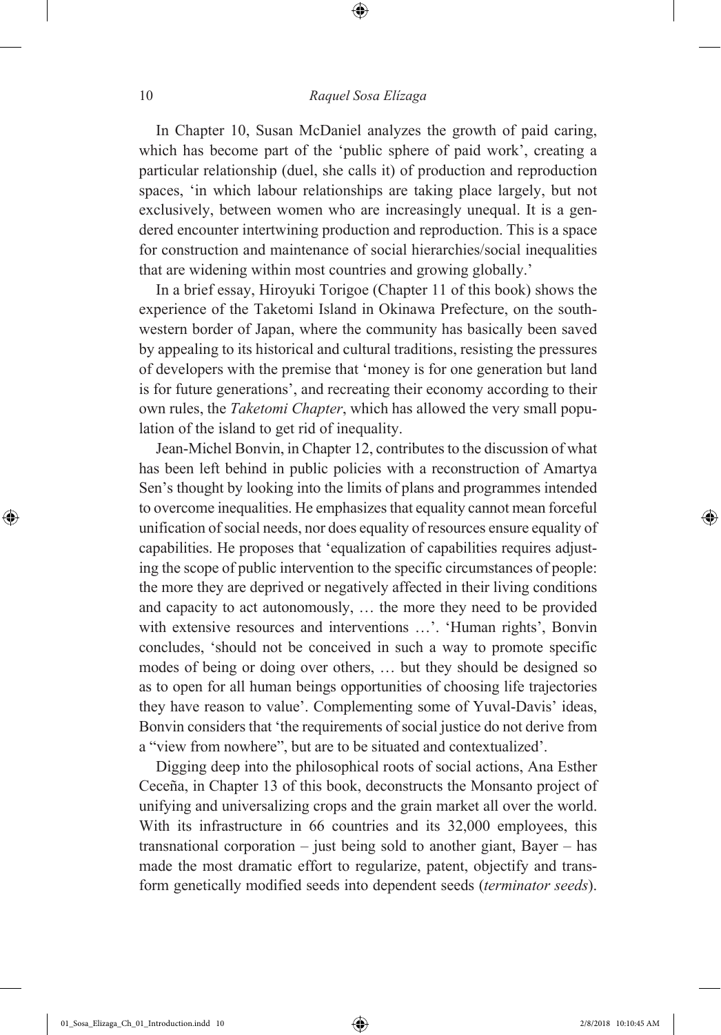In Chapter 10, Susan McDaniel analyzes the growth of paid caring, which has become part of the 'public sphere of paid work', creating a particular relationship (duel, she calls it) of production and reproduction spaces, 'in which labour relationships are taking place largely, but not exclusively, between women who are increasingly unequal. It is a gendered encounter intertwining production and reproduction. This is a space for construction and maintenance of social hierarchies/social inequalities that are widening within most countries and growing globally.'

In a brief essay, Hiroyuki Torigoe (Chapter 11 of this book) shows the experience of the Taketomi Island in Okinawa Prefecture, on the southwestern border of Japan, where the community has basically been saved by appealing to its historical and cultural traditions, resisting the pressures of developers with the premise that 'money is for one generation but land is for future generations', and recreating their economy according to their own rules, the *Taketomi Chapter*, which has allowed the very small population of the island to get rid of inequality.

Jean-Michel Bonvin, in Chapter 12, contributes to the discussion of what has been left behind in public policies with a reconstruction of Amartya Sen's thought by looking into the limits of plans and programmes intended to overcome inequalities. He emphasizes that equality cannot mean forceful unification of social needs, nor does equality of resources ensure equality of capabilities. He proposes that 'equalization of capabilities requires adjusting the scope of public intervention to the specific circumstances of people: the more they are deprived or negatively affected in their living conditions and capacity to act autonomously, … the more they need to be provided with extensive resources and interventions …'. 'Human rights', Bonvin concludes, 'should not be conceived in such a way to promote specific modes of being or doing over others, … but they should be designed so as to open for all human beings opportunities of choosing life trajectories they have reason to value'. Complementing some of Yuval-Davis' ideas, Bonvin considers that 'the requirements of social justice do not derive from a "view from nowhere", but are to be situated and contextualized'.

Digging deep into the philosophical roots of social actions, Ana Esther Ceceña, in Chapter 13 of this book, deconstructs the Monsanto project of unifying and universalizing crops and the grain market all over the world. With its infrastructure in 66 countries and its 32,000 employees, this transnational corporation – just being sold to another giant, Bayer – has made the most dramatic effort to regularize, patent, objectify and transform genetically modified seeds into dependent seeds (*terminator seeds*).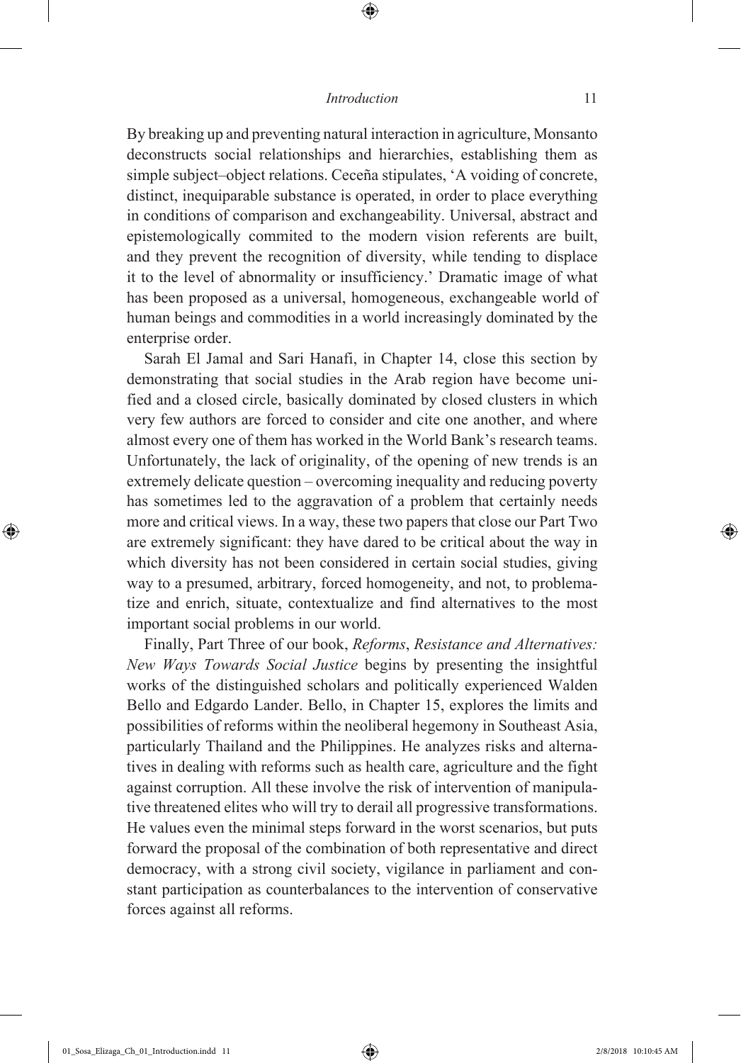By breaking up and preventing natural interaction in agriculture, Monsanto deconstructs social relationships and hierarchies, establishing them as simple subject–object relations. Ceceña stipulates, 'A voiding of concrete, distinct, inequiparable substance is operated, in order to place everything in conditions of comparison and exchangeability. Universal, abstract and epistemologically commited to the modern vision referents are built, and they prevent the recognition of diversity, while tending to displace it to the level of abnormality or insufficiency.' Dramatic image of what has been proposed as a universal, homogeneous, exchangeable world of human beings and commodities in a world increasingly dominated by the enterprise order.

Sarah El Jamal and Sari Hanafi, in Chapter 14, close this section by demonstrating that social studies in the Arab region have become unified and a closed circle, basically dominated by closed clusters in which very few authors are forced to consider and cite one another, and where almost every one of them has worked in the World Bank's research teams. Unfortunately, the lack of originality, of the opening of new trends is an extremely delicate question – overcoming inequality and reducing poverty has sometimes led to the aggravation of a problem that certainly needs more and critical views. In a way, these two papers that close our Part Two are extremely significant: they have dared to be critical about the way in which diversity has not been considered in certain social studies, giving way to a presumed, arbitrary, forced homogeneity, and not, to problematize and enrich, situate, contextualize and find alternatives to the most important social problems in our world.

Finally, Part Three of our book, *Reforms*, *Resistance and Alternatives: New Ways Towards Social Justice* begins by presenting the insightful works of the distinguished scholars and politically experienced Walden Bello and Edgardo Lander. Bello, in Chapter 15, explores the limits and possibilities of reforms within the neoliberal hegemony in Southeast Asia, particularly Thailand and the Philippines. He analyzes risks and alternatives in dealing with reforms such as health care, agriculture and the fight against corruption. All these involve the risk of intervention of manipulative threatened elites who will try to derail all progressive transformations. He values even the minimal steps forward in the worst scenarios, but puts forward the proposal of the combination of both representative and direct democracy, with a strong civil society, vigilance in parliament and constant participation as counterbalances to the intervention of conservative forces against all reforms.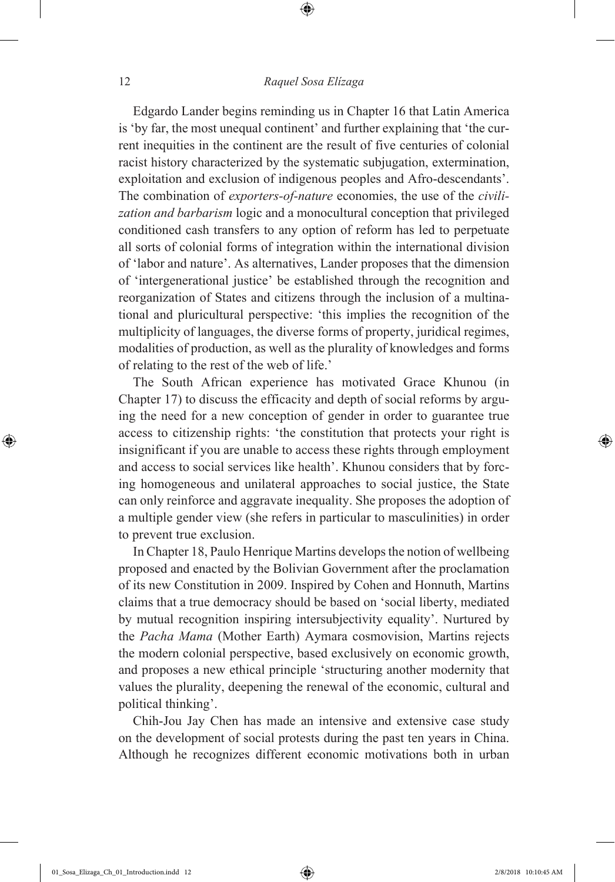Edgardo Lander begins reminding us in Chapter 16 that Latin America is 'by far, the most unequal continent' and further explaining that 'the current inequities in the continent are the result of five centuries of colonial racist history characterized by the systematic subjugation, extermination, exploitation and exclusion of indigenous peoples and Afro-descendants'. The combination of *exporters-of-nature* economies, the use of the *civilization and barbarism* logic and a monocultural conception that privileged conditioned cash transfers to any option of reform has led to perpetuate all sorts of colonial forms of integration within the international division of 'labor and nature'. As alternatives, Lander proposes that the dimension of 'intergenerational justice' be established through the recognition and reorganization of States and citizens through the inclusion of a multinational and pluricultural perspective: 'this implies the recognition of the multiplicity of languages, the diverse forms of property, juridical regimes, modalities of production, as well as the plurality of knowledges and forms of relating to the rest of the web of life.'

The South African experience has motivated Grace Khunou (in Chapter 17) to discuss the efficacity and depth of social reforms by arguing the need for a new conception of gender in order to guarantee true access to citizenship rights: 'the constitution that protects your right is insignificant if you are unable to access these rights through employment and access to social services like health'. Khunou considers that by forcing homogeneous and unilateral approaches to social justice, the State can only reinforce and aggravate inequality. She proposes the adoption of a multiple gender view (she refers in particular to masculinities) in order to prevent true exclusion.

In Chapter 18, Paulo Henrique Martins develops the notion of wellbeing proposed and enacted by the Bolivian Government after the proclamation of its new Constitution in 2009. Inspired by Cohen and Honnuth, Martins claims that a true democracy should be based on 'social liberty, mediated by mutual recognition inspiring intersubjectivity equality'. Nurtured by the *Pacha Mama* (Mother Earth) Aymara cosmovision, Martins rejects the modern colonial perspective, based exclusively on economic growth, and proposes a new ethical principle 'structuring another modernity that values the plurality, deepening the renewal of the economic, cultural and political thinking'.

Chih-Jou Jay Chen has made an intensive and extensive case study on the development of social protests during the past ten years in China. Although he recognizes different economic motivations both in urban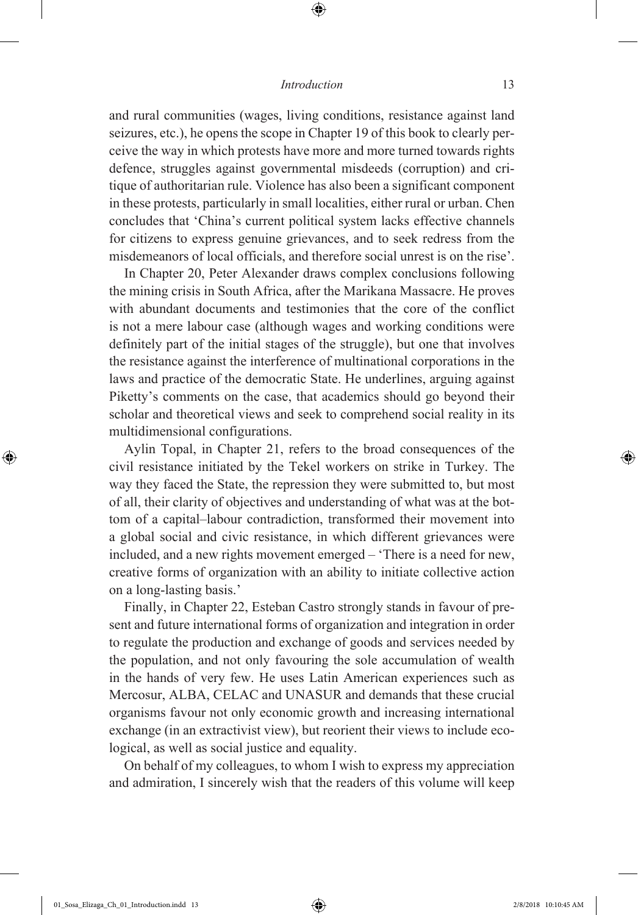and rural communities (wages, living conditions, resistance against land seizures, etc.), he opens the scope in Chapter 19 of this book to clearly perceive the way in which protests have more and more turned towards rights defence, struggles against governmental misdeeds (corruption) and critique of authoritarian rule. Violence has also been a significant component in these protests, particularly in small localities, either rural or urban. Chen concludes that 'China's current political system lacks effective channels for citizens to express genuine grievances, and to seek redress from the misdemeanors of local officials, and therefore social unrest is on the rise'.

In Chapter 20, Peter Alexander draws complex conclusions following the mining crisis in South Africa, after the Marikana Massacre. He proves with abundant documents and testimonies that the core of the conflict is not a mere labour case (although wages and working conditions were definitely part of the initial stages of the struggle), but one that involves the resistance against the interference of multinational corporations in the laws and practice of the democratic State. He underlines, arguing against Piketty's comments on the case, that academics should go beyond their scholar and theoretical views and seek to comprehend social reality in its multidimensional configurations.

Aylin Topal, in Chapter 21, refers to the broad consequences of the civil resistance initiated by the Tekel workers on strike in Turkey. The way they faced the State, the repression they were submitted to, but most of all, their clarity of objectives and understanding of what was at the bottom of a capital–labour contradiction, transformed their movement into a global social and civic resistance, in which different grievances were included, and a new rights movement emerged – 'There is a need for new, creative forms of organization with an ability to initiate collective action on a long-lasting basis.'

Finally, in Chapter 22, Esteban Castro strongly stands in favour of present and future international forms of organization and integration in order to regulate the production and exchange of goods and services needed by the population, and not only favouring the sole accumulation of wealth in the hands of very few. He uses Latin American experiences such as Mercosur, ALBA, CELAC and UNASUR and demands that these crucial organisms favour not only economic growth and increasing international exchange (in an extractivist view), but reorient their views to include ecological, as well as social justice and equality.

On behalf of my colleagues, to whom I wish to express my appreciation and admiration, I sincerely wish that the readers of this volume will keep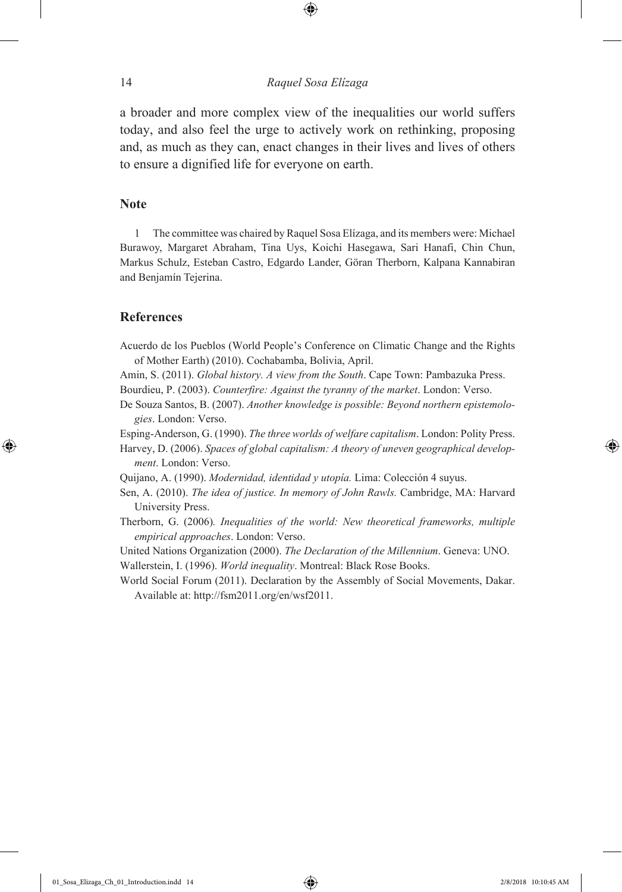a broader and more complex view of the inequalities our world suffers today, and also feel the urge to actively work on rethinking, proposing and, as much as they can, enact changes in their lives and lives of others to ensure a dignified life for everyone on earth.

## Note

1 The committee was chaired by Raquel Sosa Elízaga, and its members were: Michael Burawoy, Margaret Abraham, Tina Uys, Koichi Hasegawa, Sari Hanafi, Chin Chun, Markus Schulz, Esteban Castro, Edgardo Lander, Göran Therborn, Kalpana Kannabiran and Benjamín Tejerina.

## References

Acuerdo de los Pueblos (World People's Conference on Climatic Change and the Rights of Mother Earth) (2010). Cochabamba, Bolivia, April.

Amin, S. (2011). *Global history. A view from the South*. Cape Town: Pambazuka Press.

Bourdieu, P. (2003). *Counterfire: Against the tyranny of the market*. London: Verso.

De Souza Santos, B. (2007). *Another knowledge is possible: Beyond northern epistemologies*. London: Verso.

Esping-Anderson, G. (1990). *The three worlds of welfare capitalism*. London: Polity Press.

Harvey, D. (2006). *Spaces of global capitalism: A theory of uneven geographical development*. London: Verso.

Quijano, A. (1990). *Modernidad, identidad y utopía.* Lima: Colección 4 suyus.

Sen, A. (2010). *The idea of justice. In memory of John Rawls.* Cambridge, MA: Harvard University Press.

Therborn, G. (2006)*. Inequalities of the world: New theoretical frameworks, multiple empirical approaches*. London: Verso.

United Nations Organization (2000). *The Declaration of the Millennium*. Geneva: UNO.

Wallerstein, I. (1996). *World inequality*. Montreal: Black Rose Books.

World Social Forum (2011). Declaration by the Assembly of Social Movements, Dakar. Available at: http://fsm2011.org/en/wsf2011.